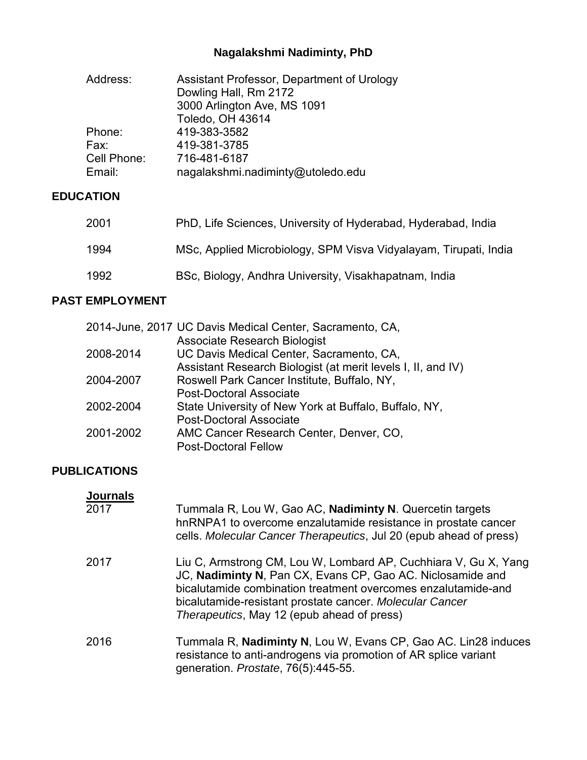# Nagalakshmi Nadiminty, PhD

| | |
|---|---|
| Address: | Assistant Professor, Department of Urology<br>Dowling Hall, Rm 2172<br>3000 Arlington Ave, MS 1091<br>Toledo, OH 43614 |
| Phone: | 419-383-3582 |
| Fax: | 419-381-3785 |
| Cell Phone: | 716-481-6187 |
| Email: | nagalakshmi.nadiminty@utoledo.edu |

## EDUCATION

| | |
|---|---|
| 2001 | PhD, Life Sciences, University of Hyderabad, Hyderabad, India |
| 1994 | MSc, Applied Microbiology, SPM Visva Vidyalayam, Tirupati, India |
| 1992 | BSc, Biology, Andhra University, Visakhapatnam, India |

## PAST EMPLOYMENT

| | |
|---|---|
| 2014-June, 2017 | UC Davis Medical Center, Sacramento, CA,<br>Associate Research Biologist |
| 2008-2014 | UC Davis Medical Center, Sacramento, CA,<br>Assistant Research Biologist (at merit levels I, II, and IV) |
| 2004-2007 | Roswell Park Cancer Institute, Buffalo, NY,<br>Post-Doctoral Associate |
| 2002-2004 | State University of New York at Buffalo, Buffalo, NY,<br>Post-Doctoral Associate |
| 2001-2002 | AMC Cancer Research Center, Denver, CO,<br>Post-Doctoral Fellow |

## PUBLICATIONS

### Journals

2017 — Tummala R, Lou W, Gao AC, **Nadiminty N**. Quercetin targets hnRNPA1 to overcome enzalutamide resistance in prostate cancer cells. *Molecular Cancer Therapeutics*, Jul 20 (epub ahead of press)

2017 — Liu C, Armstrong CM, Lou W, Lombard AP, Cuchhiara V, Gu X, Yang JC, **Nadiminty N**, Pan CX, Evans CP, Gao AC. Niclosamide and bicalutamide combination treatment overcomes enzalutamide-and bicalutamide-resistant prostate cancer. *Molecular Cancer Therapeutics*, May 12 (epub ahead of press)

2016 — Tummala R, **Nadiminty N**, Lou W, Evans CP, Gao AC. Lin28 induces resistance to anti-androgens via promotion of AR splice variant generation. *Prostate*, 76(5):445-55.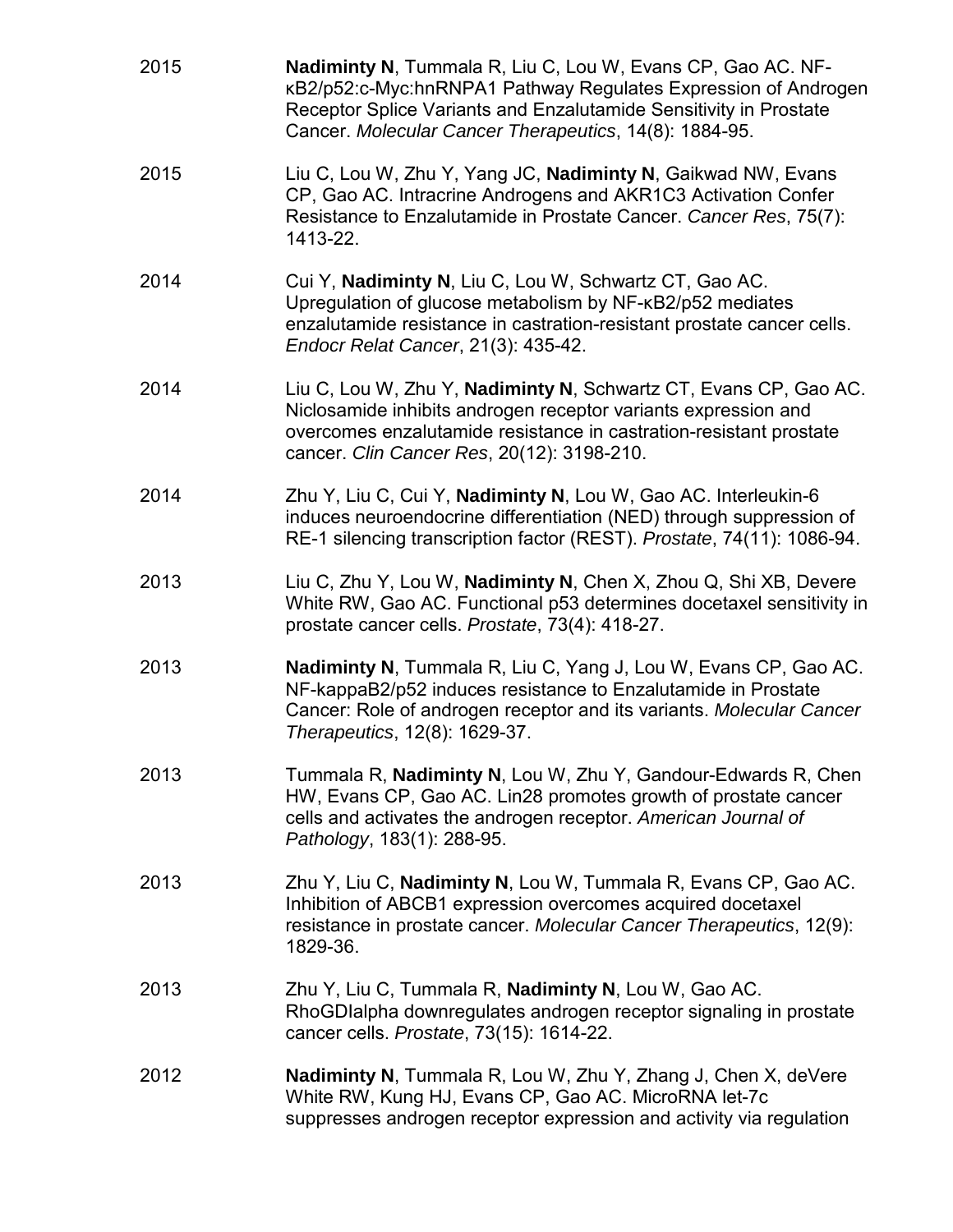2015 **Nadiminty N**, Tummala R, Liu C, Lou W, Evans CP, Gao AC. NF-κB2/p52:c-Myc:hnRNPA1 Pathway Regulates Expression of Androgen Receptor Splice Variants and Enzalutamide Sensitivity in Prostate Cancer. *Molecular Cancer Therapeutics*, 14(8): 1884-95.

2015 Liu C, Lou W, Zhu Y, Yang JC, **Nadiminty N**, Gaikwad NW, Evans CP, Gao AC. Intracrine Androgens and AKR1C3 Activation Confer Resistance to Enzalutamide in Prostate Cancer. *Cancer Res*, 75(7): 1413-22.

2014 Cui Y, **Nadiminty N**, Liu C, Lou W, Schwartz CT, Gao AC. Upregulation of glucose metabolism by NF-κB2/p52 mediates enzalutamide resistance in castration-resistant prostate cancer cells. *Endocr Relat Cancer*, 21(3): 435-42.

2014 Liu C, Lou W, Zhu Y, **Nadiminty N**, Schwartz CT, Evans CP, Gao AC. Niclosamide inhibits androgen receptor variants expression and overcomes enzalutamide resistance in castration-resistant prostate cancer. *Clin Cancer Res*, 20(12): 3198-210.

2014 Zhu Y, Liu C, Cui Y, **Nadiminty N**, Lou W, Gao AC. Interleukin-6 induces neuroendocrine differentiation (NED) through suppression of RE-1 silencing transcription factor (REST). *Prostate*, 74(11): 1086-94.

2013 Liu C, Zhu Y, Lou W, **Nadiminty N**, Chen X, Zhou Q, Shi XB, Devere White RW, Gao AC. Functional p53 determines docetaxel sensitivity in prostate cancer cells. *Prostate*, 73(4): 418-27.

2013 **Nadiminty N**, Tummala R, Liu C, Yang J, Lou W, Evans CP, Gao AC. NF-kappaB2/p52 induces resistance to Enzalutamide in Prostate Cancer: Role of androgen receptor and its variants. *Molecular Cancer Therapeutics*, 12(8): 1629-37.

2013 Tummala R, **Nadiminty N**, Lou W, Zhu Y, Gandour-Edwards R, Chen HW, Evans CP, Gao AC. Lin28 promotes growth of prostate cancer cells and activates the androgen receptor. *American Journal of Pathology*, 183(1): 288-95.

2013 Zhu Y, Liu C, **Nadiminty N**, Lou W, Tummala R, Evans CP, Gao AC. Inhibition of ABCB1 expression overcomes acquired docetaxel resistance in prostate cancer. *Molecular Cancer Therapeutics*, 12(9): 1829-36.

2013 Zhu Y, Liu C, Tummala R, **Nadiminty N**, Lou W, Gao AC. RhoGDIalpha downregulates androgen receptor signaling in prostate cancer cells. *Prostate*, 73(15): 1614-22.

2012 **Nadiminty N**, Tummala R, Lou W, Zhu Y, Zhang J, Chen X, deVere White RW, Kung HJ, Evans CP, Gao AC. MicroRNA let-7c suppresses androgen receptor expression and activity via regulation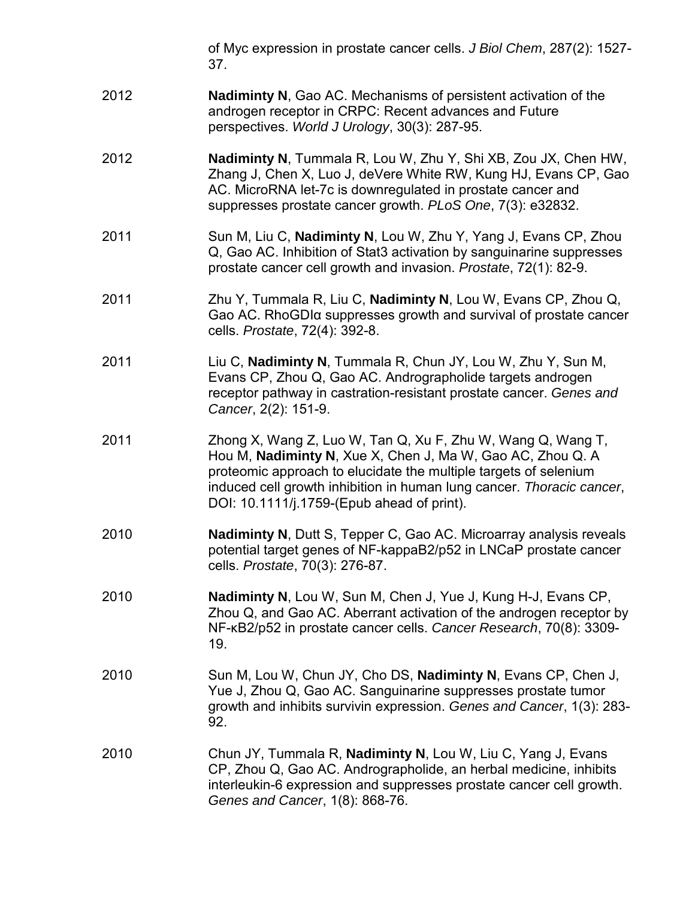of Myc expression in prostate cancer cells. *J Biol Chem*, 287(2): 1527-37.

2012 **Nadiminty N**, Gao AC. Mechanisms of persistent activation of the androgen receptor in CRPC: Recent advances and Future perspectives. *World J Urology*, 30(3): 287-95.

2012 **Nadiminty N**, Tummala R, Lou W, Zhu Y, Shi XB, Zou JX, Chen HW, Zhang J, Chen X, Luo J, deVere White RW, Kung HJ, Evans CP, Gao AC. MicroRNA let-7c is downregulated in prostate cancer and suppresses prostate cancer growth. *PLoS One*, 7(3): e32832.

2011 Sun M, Liu C, **Nadiminty N**, Lou W, Zhu Y, Yang J, Evans CP, Zhou Q, Gao AC. Inhibition of Stat3 activation by sanguinarine suppresses prostate cancer cell growth and invasion. *Prostate*, 72(1): 82-9.

2011 Zhu Y, Tummala R, Liu C, **Nadiminty N**, Lou W, Evans CP, Zhou Q, Gao AC. RhoGDIα suppresses growth and survival of prostate cancer cells. *Prostate*, 72(4): 392-8.

2011 Liu C, **Nadiminty N**, Tummala R, Chun JY, Lou W, Zhu Y, Sun M, Evans CP, Zhou Q, Gao AC. Andrographolide targets androgen receptor pathway in castration-resistant prostate cancer. *Genes and Cancer*, 2(2): 151-9.

2011 Zhong X, Wang Z, Luo W, Tan Q, Xu F, Zhu W, Wang Q, Wang T, Hou M, **Nadiminty N**, Xue X, Chen J, Ma W, Gao AC, Zhou Q. A proteomic approach to elucidate the multiple targets of selenium induced cell growth inhibition in human lung cancer. *Thoracic cancer*, DOI: 10.1111/j.1759-(Epub ahead of print).

2010 **Nadiminty N**, Dutt S, Tepper C, Gao AC. Microarray analysis reveals potential target genes of NF-kappaB2/p52 in LNCaP prostate cancer cells. *Prostate*, 70(3): 276-87.

2010 **Nadiminty N**, Lou W, Sun M, Chen J, Yue J, Kung H-J, Evans CP, Zhou Q, and Gao AC. Aberrant activation of the androgen receptor by NF-κB2/p52 in prostate cancer cells. *Cancer Research*, 70(8): 3309-19.

2010 Sun M, Lou W, Chun JY, Cho DS, **Nadiminty N**, Evans CP, Chen J, Yue J, Zhou Q, Gao AC. Sanguinarine suppresses prostate tumor growth and inhibits survivin expression. *Genes and Cancer*, 1(3): 283-92.

2010 Chun JY, Tummala R, **Nadiminty N**, Lou W, Liu C, Yang J, Evans CP, Zhou Q, Gao AC. Andrographolide, an herbal medicine, inhibits interleukin-6 expression and suppresses prostate cancer cell growth. *Genes and Cancer*, 1(8): 868-76.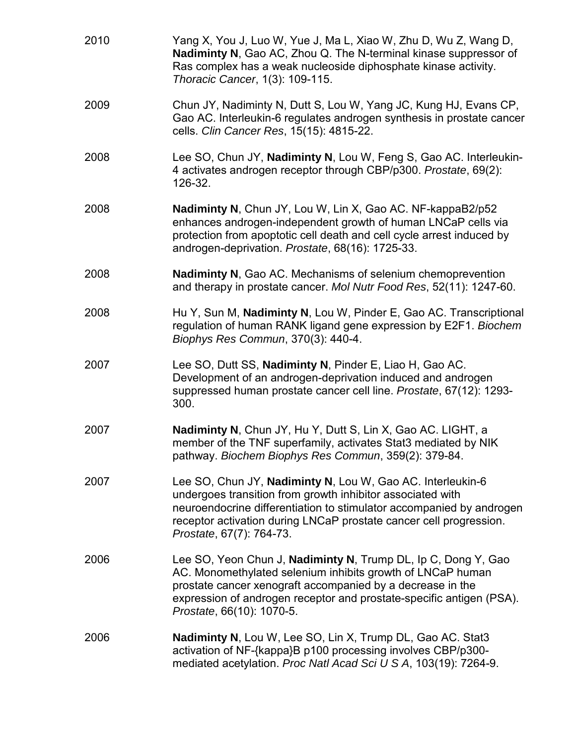2010 Yang X, You J, Luo W, Yue J, Ma L, Xiao W, Zhu D, Wu Z, Wang D, **Nadiminty N**, Gao AC, Zhou Q. The N-terminal kinase suppressor of Ras complex has a weak nucleoside diphosphate kinase activity. *Thoracic Cancer*, 1(3): 109-115.

2009 Chun JY, Nadiminty N, Dutt S, Lou W, Yang JC, Kung HJ, Evans CP, Gao AC. Interleukin-6 regulates androgen synthesis in prostate cancer cells. *Clin Cancer Res*, 15(15): 4815-22.

2008 Lee SO, Chun JY, **Nadiminty N**, Lou W, Feng S, Gao AC. Interleukin-4 activates androgen receptor through CBP/p300. *Prostate*, 69(2): 126-32.

2008 **Nadiminty N**, Chun JY, Lou W, Lin X, Gao AC. NF-kappaB2/p52 enhances androgen-independent growth of human LNCaP cells via protection from apoptotic cell death and cell cycle arrest induced by androgen-deprivation. *Prostate*, 68(16): 1725-33.

2008 **Nadiminty N**, Gao AC. Mechanisms of selenium chemoprevention and therapy in prostate cancer. *Mol Nutr Food Res*, 52(11): 1247-60.

2008 Hu Y, Sun M, **Nadiminty N**, Lou W, Pinder E, Gao AC. Transcriptional regulation of human RANK ligand gene expression by E2F1. *Biochem Biophys Res Commun*, 370(3): 440-4.

2007 Lee SO, Dutt SS, **Nadiminty N**, Pinder E, Liao H, Gao AC. Development of an androgen-deprivation induced and androgen suppressed human prostate cancer cell line. *Prostate*, 67(12): 1293-300.

2007 **Nadiminty N**, Chun JY, Hu Y, Dutt S, Lin X, Gao AC. LIGHT, a member of the TNF superfamily, activates Stat3 mediated by NIK pathway. *Biochem Biophys Res Commun*, 359(2): 379-84.

2007 Lee SO, Chun JY, **Nadiminty N**, Lou W, Gao AC. Interleukin-6 undergoes transition from growth inhibitor associated with neuroendocrine differentiation to stimulator accompanied by androgen receptor activation during LNCaP prostate cancer cell progression. *Prostate*, 67(7): 764-73.

2006 Lee SO, Yeon Chun J, **Nadiminty N**, Trump DL, Ip C, Dong Y, Gao AC. Monomethylated selenium inhibits growth of LNCaP human prostate cancer xenograft accompanied by a decrease in the expression of androgen receptor and prostate-specific antigen (PSA). *Prostate*, 66(10): 1070-5.

2006 **Nadiminty N**, Lou W, Lee SO, Lin X, Trump DL, Gao AC. Stat3 activation of NF-{kappa}B p100 processing involves CBP/p300-mediated acetylation. *Proc Natl Acad Sci U S A*, 103(19): 7264-9.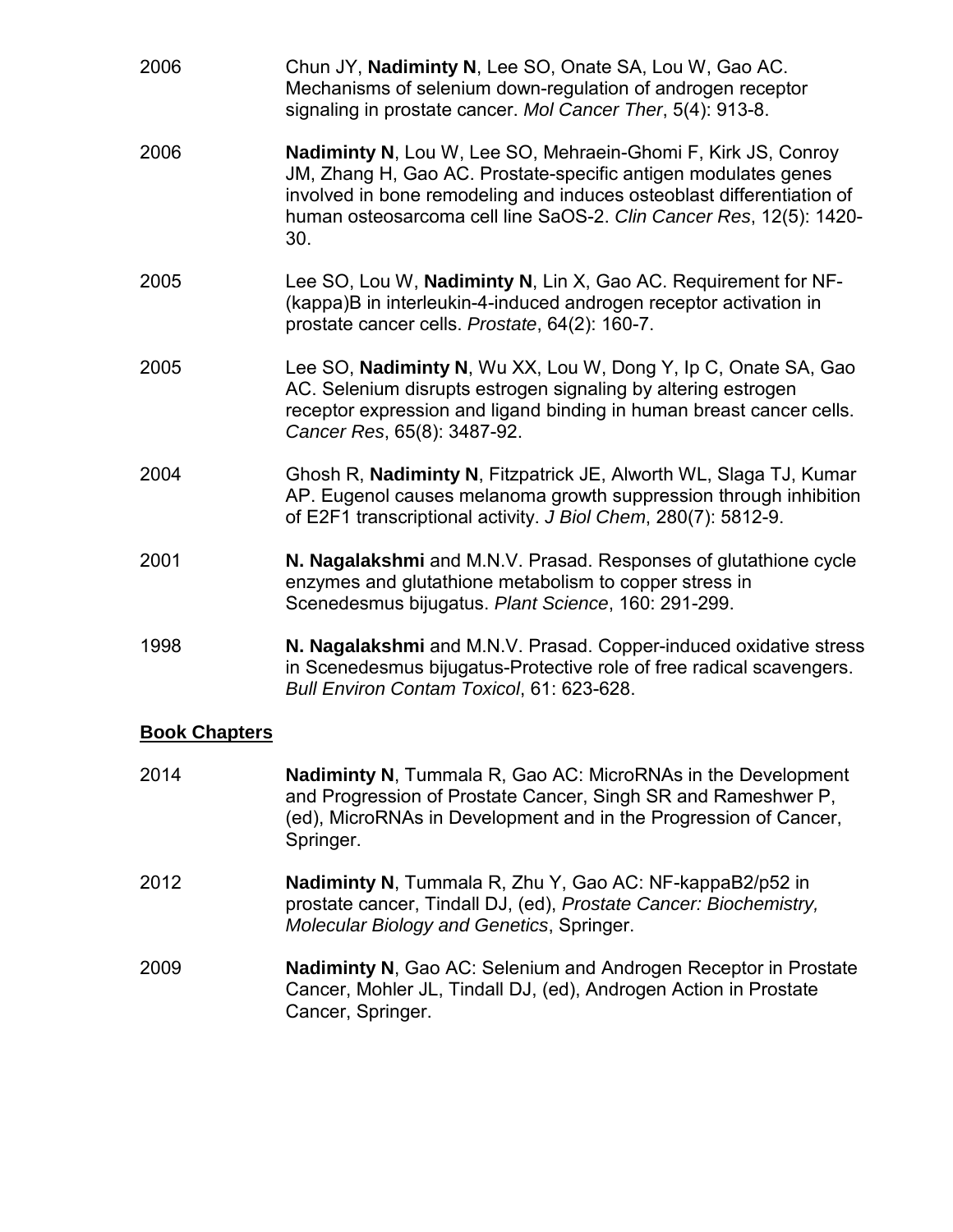2006 Chun JY, **Nadiminty N**, Lee SO, Onate SA, Lou W, Gao AC. Mechanisms of selenium down-regulation of androgen receptor signaling in prostate cancer. *Mol Cancer Ther*, 5(4): 913-8.

2006 **Nadiminty N**, Lou W, Lee SO, Mehraein-Ghomi F, Kirk JS, Conroy JM, Zhang H, Gao AC. Prostate-specific antigen modulates genes involved in bone remodeling and induces osteoblast differentiation of human osteosarcoma cell line SaOS-2. *Clin Cancer Res*, 12(5): 1420-30.

2005 Lee SO, Lou W, **Nadiminty N**, Lin X, Gao AC. Requirement for NF-(kappa)B in interleukin-4-induced androgen receptor activation in prostate cancer cells. *Prostate*, 64(2): 160-7.

2005 Lee SO, **Nadiminty N**, Wu XX, Lou W, Dong Y, Ip C, Onate SA, Gao AC. Selenium disrupts estrogen signaling by altering estrogen receptor expression and ligand binding in human breast cancer cells. *Cancer Res*, 65(8): 3487-92.

2004 Ghosh R, **Nadiminty N**, Fitzpatrick JE, Alworth WL, Slaga TJ, Kumar AP. Eugenol causes melanoma growth suppression through inhibition of E2F1 transcriptional activity. *J Biol Chem*, 280(7): 5812-9.

2001 **N. Nagalakshmi** and M.N.V. Prasad. Responses of glutathione cycle enzymes and glutathione metabolism to copper stress in Scenedesmus bijugatus. *Plant Science*, 160: 291-299.

1998 **N. Nagalakshmi** and M.N.V. Prasad. Copper-induced oxidative stress in Scenedesmus bijugatus-Protective role of free radical scavengers. *Bull Environ Contam Toxicol*, 61: 623-628.

## Book Chapters

2014 **Nadiminty N**, Tummala R, Gao AC: MicroRNAs in the Development and Progression of Prostate Cancer, Singh SR and Rameshwer P, (ed), MicroRNAs in Development and in the Progression of Cancer, Springer.

2012 **Nadiminty N**, Tummala R, Zhu Y, Gao AC: NF-kappaB2/p52 in prostate cancer, Tindall DJ, (ed), *Prostate Cancer: Biochemistry, Molecular Biology and Genetics*, Springer.

2009 **Nadiminty N**, Gao AC: Selenium and Androgen Receptor in Prostate Cancer, Mohler JL, Tindall DJ, (ed), Androgen Action in Prostate Cancer, Springer.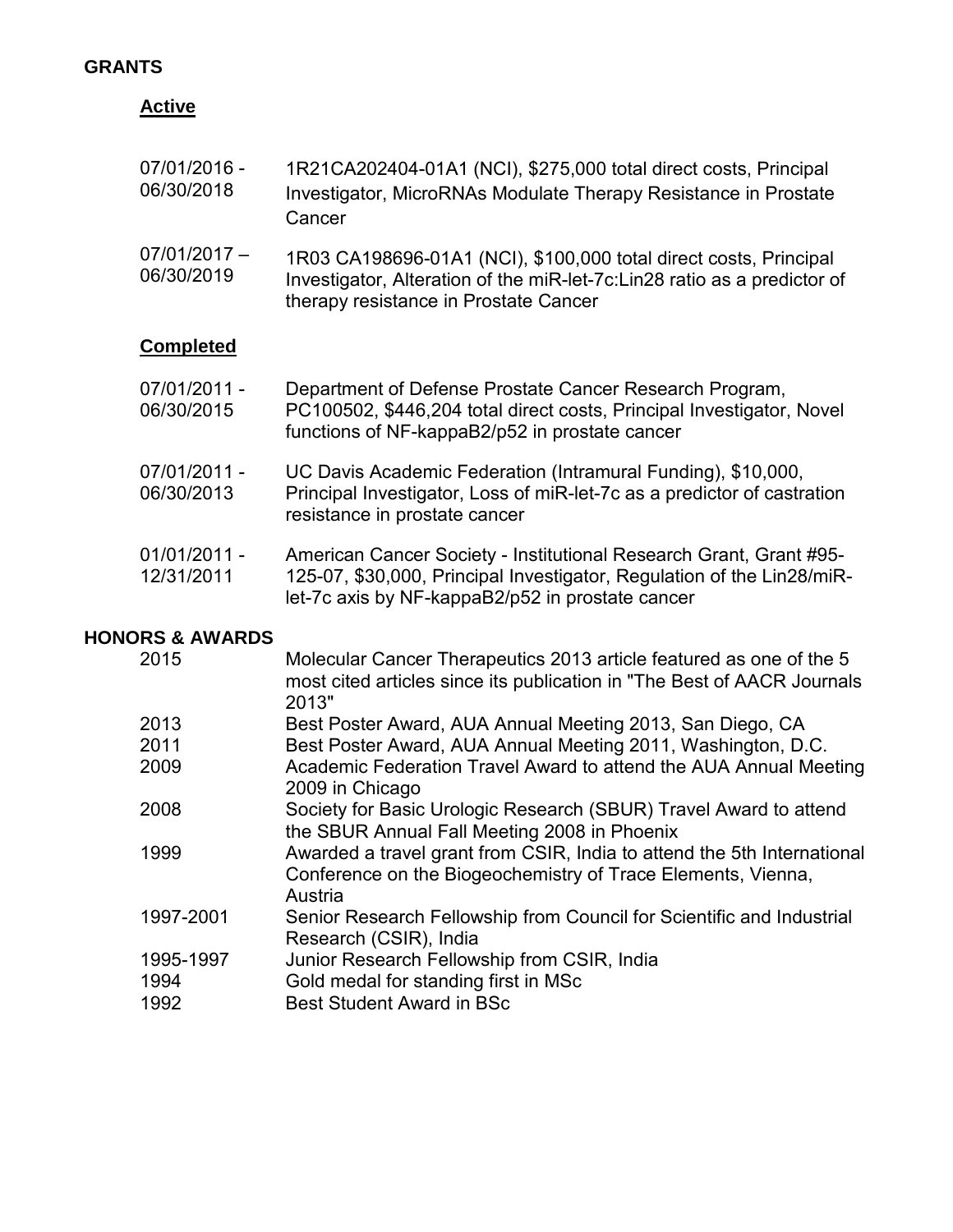## GRANTS

### Active

| | |
|---|---|
| 07/01/2016 - 06/30/2018 | 1R21CA202404-01A1 (NCI), $275,000 total direct costs, Principal Investigator, MicroRNAs Modulate Therapy Resistance in Prostate Cancer |
| 07/01/2017 – 06/30/2019 | 1R03 CA198696-01A1 (NCI), $100,000 total direct costs, Principal Investigator, Alteration of the miR-let-7c:Lin28 ratio as a predictor of therapy resistance in Prostate Cancer |

### Completed

| | |
|---|---|
| 07/01/2011 - 06/30/2015 | Department of Defense Prostate Cancer Research Program, PC100502, $446,204 total direct costs, Principal Investigator, Novel functions of NF-kappaB2/p52 in prostate cancer |
| 07/01/2011 - 06/30/2013 | UC Davis Academic Federation (Intramural Funding), $10,000, Principal Investigator, Loss of miR-let-7c as a predictor of castration resistance in prostate cancer |
| 01/01/2011 - 12/31/2011 | American Cancer Society - Institutional Research Grant, Grant #95-125-07, $30,000, Principal Investigator, Regulation of the Lin28/miR-let-7c axis by NF-kappaB2/p52 in prostate cancer |

## HONORS & AWARDS

| | |
|---|---|
| 2015 | Molecular Cancer Therapeutics 2013 article featured as one of the 5 most cited articles since its publication in "The Best of AACR Journals 2013" |
| 2013 | Best Poster Award, AUA Annual Meeting 2013, San Diego, CA |
| 2011 | Best Poster Award, AUA Annual Meeting 2011, Washington, D.C. |
| 2009 | Academic Federation Travel Award to attend the AUA Annual Meeting 2009 in Chicago |
| 2008 | Society for Basic Urologic Research (SBUR) Travel Award to attend the SBUR Annual Fall Meeting 2008 in Phoenix |
| 1999 | Awarded a travel grant from CSIR, India to attend the 5th International Conference on the Biogeochemistry of Trace Elements, Vienna, Austria |
| 1997-2001 | Senior Research Fellowship from Council for Scientific and Industrial Research (CSIR), India |
| 1995-1997 | Junior Research Fellowship from CSIR, India |
| 1994 | Gold medal for standing first in MSc |
| 1992 | Best Student Award in BSc |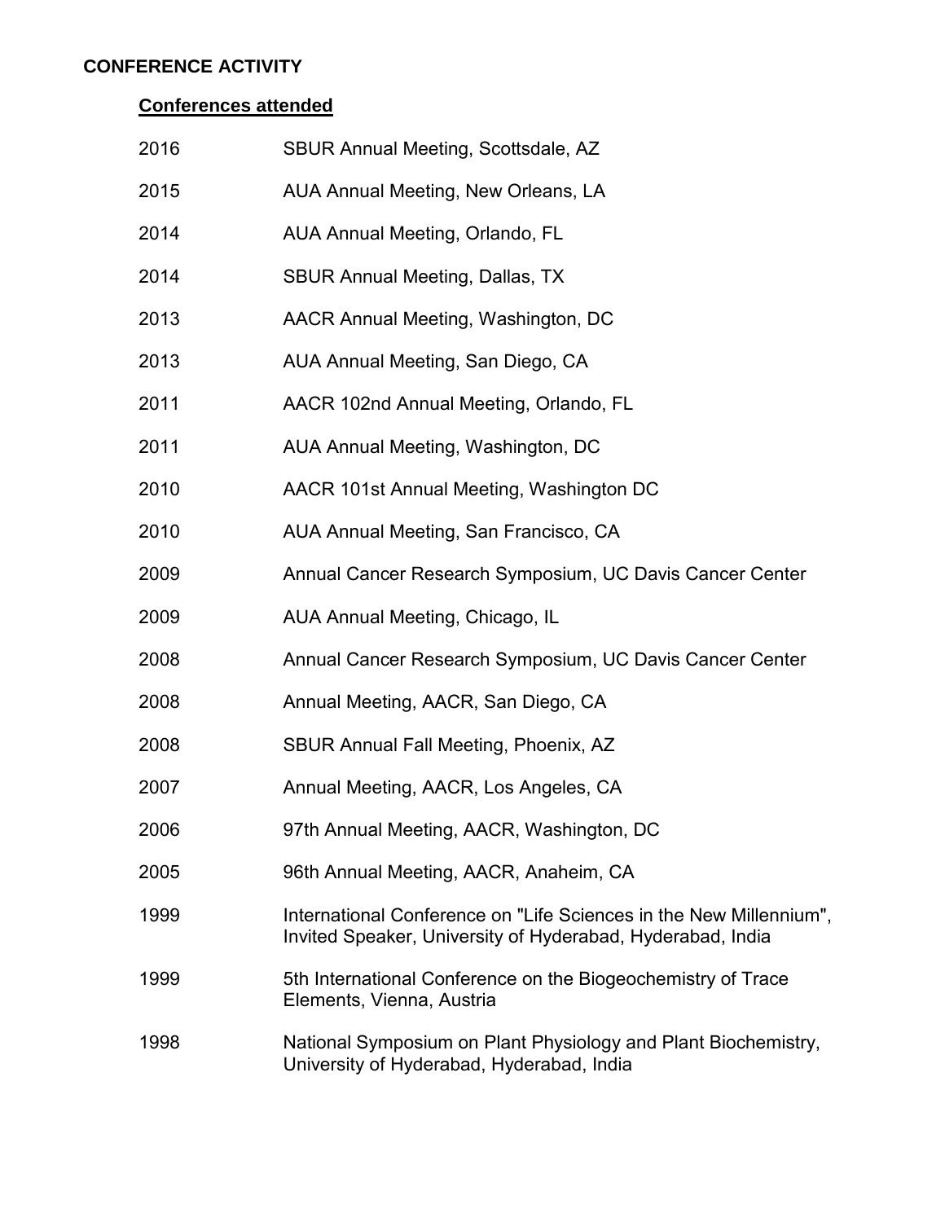## CONFERENCE ACTIVITY

### Conferences attended

| | |
|---|---|
| 2016 | SBUR Annual Meeting, Scottsdale, AZ |
| 2015 | AUA Annual Meeting, New Orleans, LA |
| 2014 | AUA Annual Meeting, Orlando, FL |
| 2014 | SBUR Annual Meeting, Dallas, TX |
| 2013 | AACR Annual Meeting, Washington, DC |
| 2013 | AUA Annual Meeting, San Diego, CA |
| 2011 | AACR 102nd Annual Meeting, Orlando, FL |
| 2011 | AUA Annual Meeting, Washington, DC |
| 2010 | AACR 101st Annual Meeting, Washington DC |
| 2010 | AUA Annual Meeting, San Francisco, CA |
| 2009 | Annual Cancer Research Symposium, UC Davis Cancer Center |
| 2009 | AUA Annual Meeting, Chicago, IL |
| 2008 | Annual Cancer Research Symposium, UC Davis Cancer Center |
| 2008 | Annual Meeting, AACR, San Diego, CA |
| 2008 | SBUR Annual Fall Meeting, Phoenix, AZ |
| 2007 | Annual Meeting, AACR, Los Angeles, CA |
| 2006 | 97th Annual Meeting, AACR, Washington, DC |
| 2005 | 96th Annual Meeting, AACR, Anaheim, CA |
| 1999 | International Conference on "Life Sciences in the New Millennium", Invited Speaker, University of Hyderabad, Hyderabad, India |
| 1999 | 5th International Conference on the Biogeochemistry of Trace Elements, Vienna, Austria |
| 1998 | National Symposium on Plant Physiology and Plant Biochemistry, University of Hyderabad, Hyderabad, India |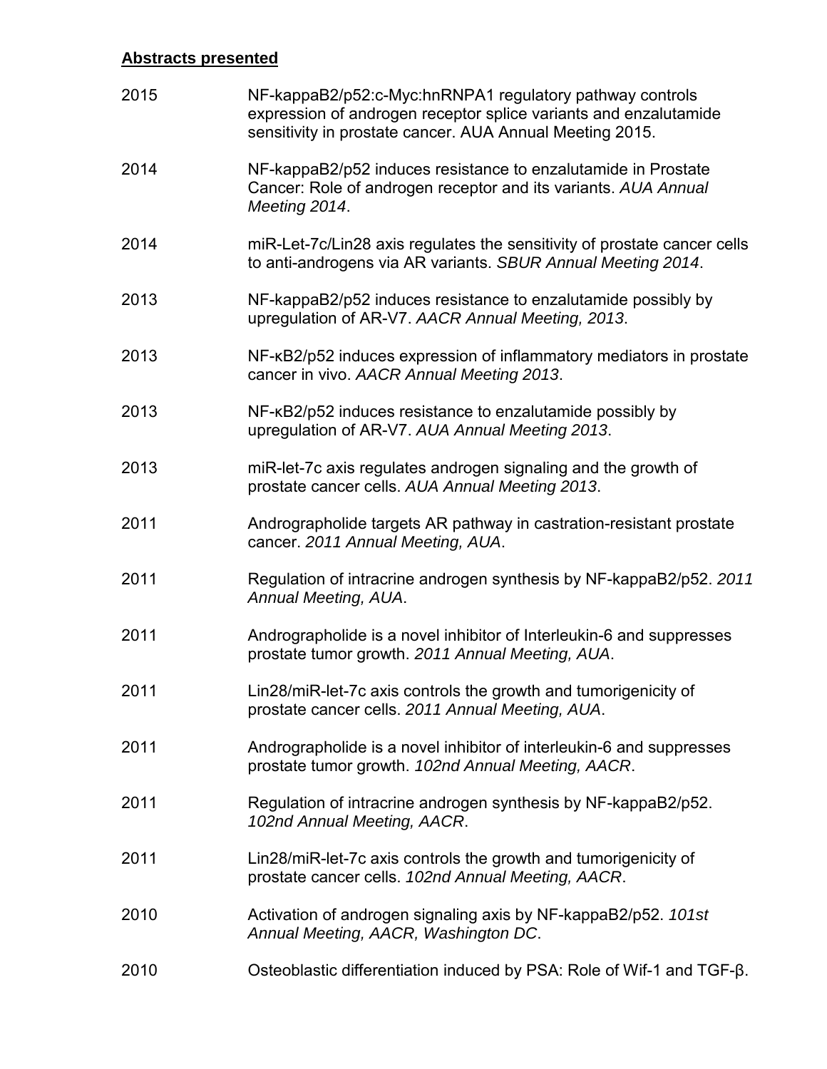**Abstracts presented**

| | |
|---|---|
| 2015 | NF-kappaB2/p52:c-Myc:hnRNPA1 regulatory pathway controls expression of androgen receptor splice variants and enzalutamide sensitivity in prostate cancer. AUA Annual Meeting 2015. |
| 2014 | NF-kappaB2/p52 induces resistance to enzalutamide in Prostate Cancer: Role of androgen receptor and its variants. *AUA Annual Meeting 2014*. |
| 2014 | miR-Let-7c/Lin28 axis regulates the sensitivity of prostate cancer cells to anti-androgens via AR variants. *SBUR Annual Meeting 2014*. |
| 2013 | NF-kappaB2/p52 induces resistance to enzalutamide possibly by upregulation of AR-V7. *AACR Annual Meeting, 2013*. |
| 2013 | NF-κB2/p52 induces expression of inflammatory mediators in prostate cancer in vivo. *AACR Annual Meeting 2013*. |
| 2013 | NF-κB2/p52 induces resistance to enzalutamide possibly by upregulation of AR-V7. *AUA Annual Meeting 2013*. |
| 2013 | miR-let-7c axis regulates androgen signaling and the growth of prostate cancer cells. *AUA Annual Meeting 2013*. |
| 2011 | Andrographolide targets AR pathway in castration-resistant prostate cancer. *2011 Annual Meeting, AUA*. |
| 2011 | Regulation of intracrine androgen synthesis by NF-kappaB2/p52. *2011 Annual Meeting, AUA*. |
| 2011 | Andrographolide is a novel inhibitor of Interleukin-6 and suppresses prostate tumor growth. *2011 Annual Meeting, AUA*. |
| 2011 | Lin28/miR-let-7c axis controls the growth and tumorigenicity of prostate cancer cells. *2011 Annual Meeting, AUA*. |
| 2011 | Andrographolide is a novel inhibitor of interleukin-6 and suppresses prostate tumor growth. *102nd Annual Meeting, AACR*. |
| 2011 | Regulation of intracrine androgen synthesis by NF-kappaB2/p52. *102nd Annual Meeting, AACR*. |
| 2011 | Lin28/miR-let-7c axis controls the growth and tumorigenicity of prostate cancer cells. *102nd Annual Meeting, AACR*. |
| 2010 | Activation of androgen signaling axis by NF-kappaB2/p52. *101st Annual Meeting, AACR, Washington DC*. |
| 2010 | Osteoblastic differentiation induced by PSA: Role of Wif-1 and TGF-β. |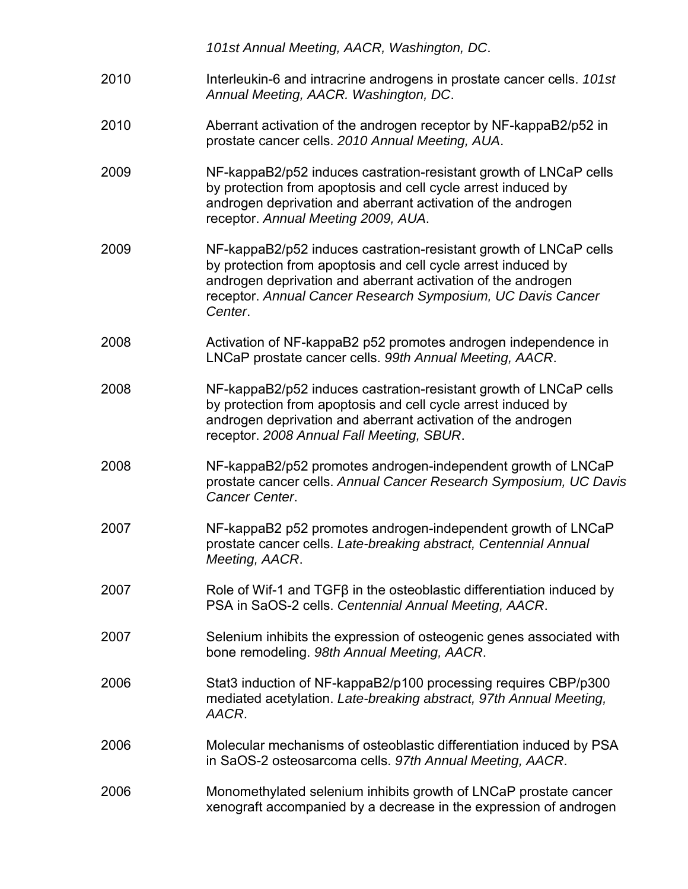*101st Annual Meeting, AACR, Washington, DC*.

2010 Interleukin-6 and intracrine androgens in prostate cancer cells. *101st Annual Meeting, AACR. Washington, DC*.

2010 Aberrant activation of the androgen receptor by NF-kappaB2/p52 in prostate cancer cells. *2010 Annual Meeting, AUA*.

2009 NF-kappaB2/p52 induces castration-resistant growth of LNCaP cells by protection from apoptosis and cell cycle arrest induced by androgen deprivation and aberrant activation of the androgen receptor. *Annual Meeting 2009, AUA*.

2009 NF-kappaB2/p52 induces castration-resistant growth of LNCaP cells by protection from apoptosis and cell cycle arrest induced by androgen deprivation and aberrant activation of the androgen receptor. *Annual Cancer Research Symposium, UC Davis Cancer Center*.

2008 Activation of NF-kappaB2 p52 promotes androgen independence in LNCaP prostate cancer cells. *99th Annual Meeting, AACR*.

2008 NF-kappaB2/p52 induces castration-resistant growth of LNCaP cells by protection from apoptosis and cell cycle arrest induced by androgen deprivation and aberrant activation of the androgen receptor. *2008 Annual Fall Meeting, SBUR*.

2008 NF-kappaB2/p52 promotes androgen-independent growth of LNCaP prostate cancer cells. *Annual Cancer Research Symposium, UC Davis Cancer Center*.

2007 NF-kappaB2 p52 promotes androgen-independent growth of LNCaP prostate cancer cells. *Late-breaking abstract, Centennial Annual Meeting, AACR*.

2007 Role of Wif-1 and TGFβ in the osteoblastic differentiation induced by PSA in SaOS-2 cells. *Centennial Annual Meeting, AACR*.

2007 Selenium inhibits the expression of osteogenic genes associated with bone remodeling. *98th Annual Meeting, AACR*.

2006 Stat3 induction of NF-kappaB2/p100 processing requires CBP/p300 mediated acetylation. *Late-breaking abstract, 97th Annual Meeting, AACR*.

2006 Molecular mechanisms of osteoblastic differentiation induced by PSA in SaOS-2 osteosarcoma cells. *97th Annual Meeting, AACR*.

2006 Monomethylated selenium inhibits growth of LNCaP prostate cancer xenograft accompanied by a decrease in the expression of androgen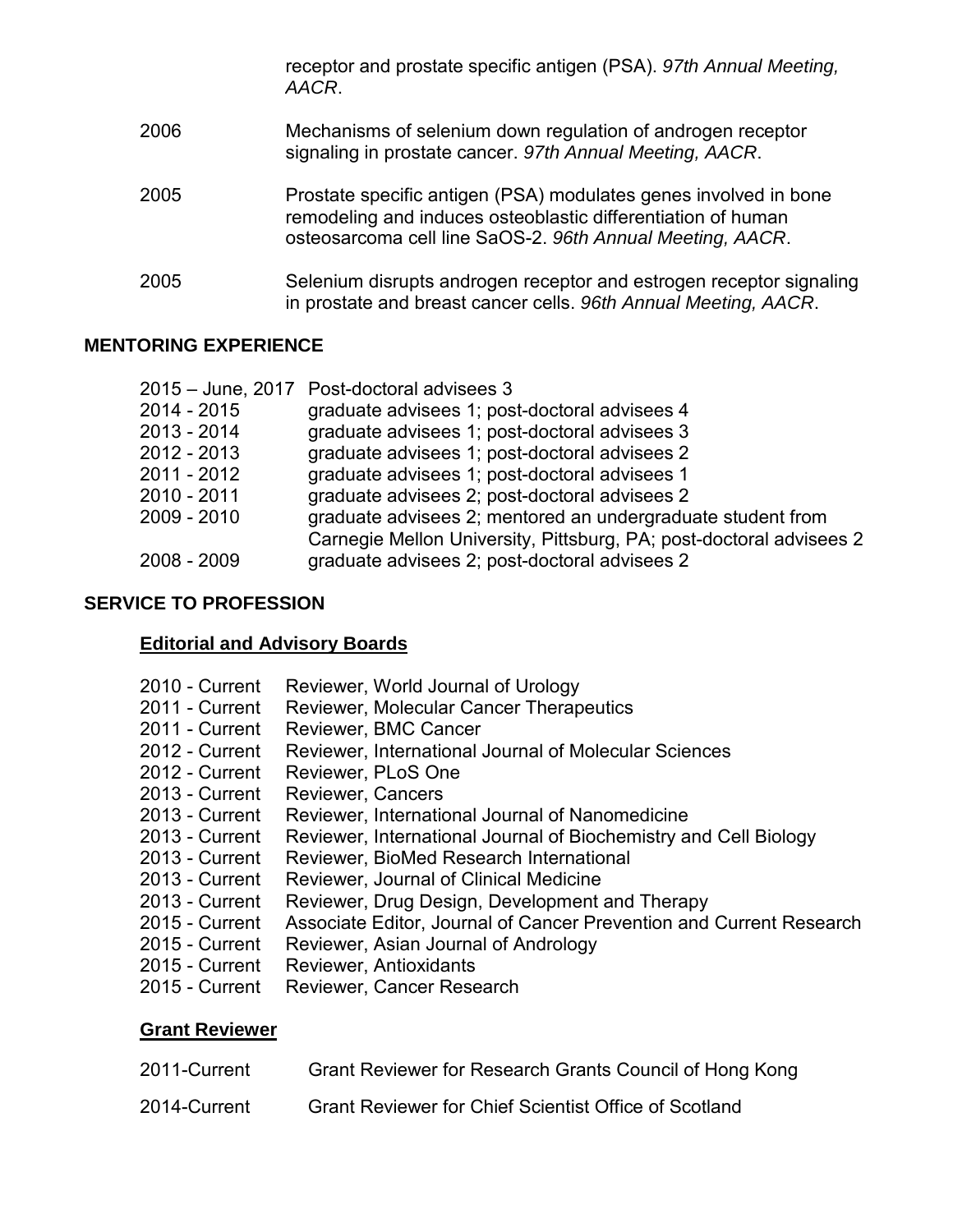receptor and prostate specific antigen (PSA). *97th Annual Meeting, AACR*.

2006 Mechanisms of selenium down regulation of androgen receptor signaling in prostate cancer. *97th Annual Meeting, AACR*.

2005 Prostate specific antigen (PSA) modulates genes involved in bone remodeling and induces osteoblastic differentiation of human osteosarcoma cell line SaOS-2. *96th Annual Meeting, AACR*.

2005 Selenium disrupts androgen receptor and estrogen receptor signaling in prostate and breast cancer cells. *96th Annual Meeting, AACR*.

## MENTORING EXPERIENCE

2015 – June, 2017 Post-doctoral advisees 3
2014 - 2015 graduate advisees 1; post-doctoral advisees 4
2013 - 2014 graduate advisees 1; post-doctoral advisees 3
2012 - 2013 graduate advisees 1; post-doctoral advisees 2
2011 - 2012 graduate advisees 1; post-doctoral advisees 1
2010 - 2011 graduate advisees 2; post-doctoral advisees 2
2009 - 2010 graduate advisees 2; mentored an undergraduate student from Carnegie Mellon University, Pittsburg, PA; post-doctoral advisees 2
2008 - 2009 graduate advisees 2; post-doctoral advisees 2

## SERVICE TO PROFESSION

### Editorial and Advisory Boards

2010 - Current Reviewer, World Journal of Urology
2011 - Current Reviewer, Molecular Cancer Therapeutics
2011 - Current Reviewer, BMC Cancer
2012 - Current Reviewer, International Journal of Molecular Sciences
2012 - Current Reviewer, PLoS One
2013 - Current Reviewer, Cancers
2013 - Current Reviewer, International Journal of Nanomedicine
2013 - Current Reviewer, International Journal of Biochemistry and Cell Biology
2013 - Current Reviewer, BioMed Research International
2013 - Current Reviewer, Journal of Clinical Medicine
2013 - Current Reviewer, Drug Design, Development and Therapy
2015 - Current Associate Editor, Journal of Cancer Prevention and Current Research
2015 - Current Reviewer, Asian Journal of Andrology
2015 - Current Reviewer, Antioxidants
2015 - Current Reviewer, Cancer Research

### Grant Reviewer

2011-Current Grant Reviewer for Research Grants Council of Hong Kong

2014-Current Grant Reviewer for Chief Scientist Office of Scotland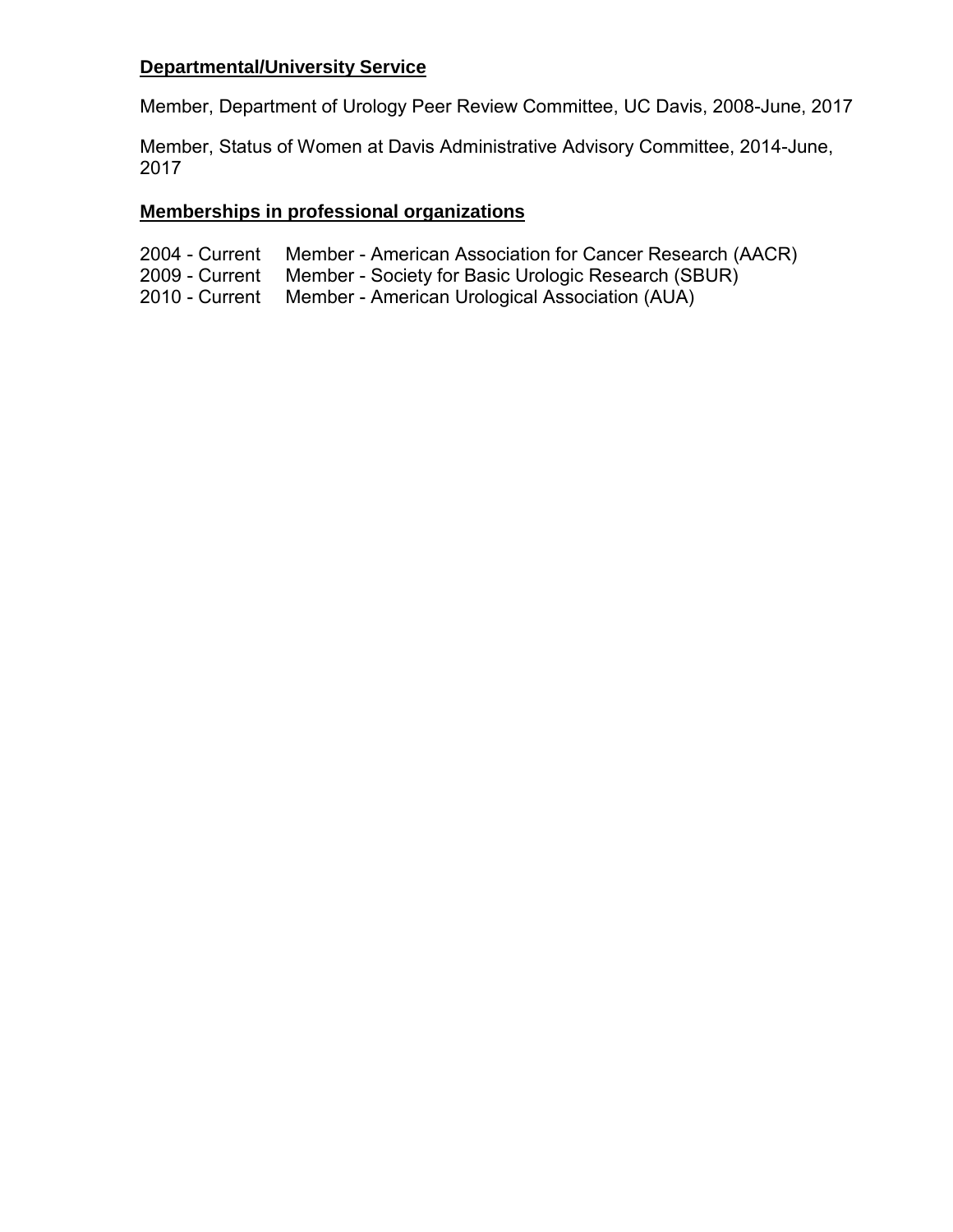## Departmental/University Service

Member, Department of Urology Peer Review Committee, UC Davis, 2008-June, 2017

Member, Status of Women at Davis Administrative Advisory Committee, 2014-June, 2017

## Memberships in professional organizations

2004 - Current Member - American Association for Cancer Research (AACR)
2009 - Current Member - Society for Basic Urologic Research (SBUR)
2010 - Current Member - American Urological Association (AUA)